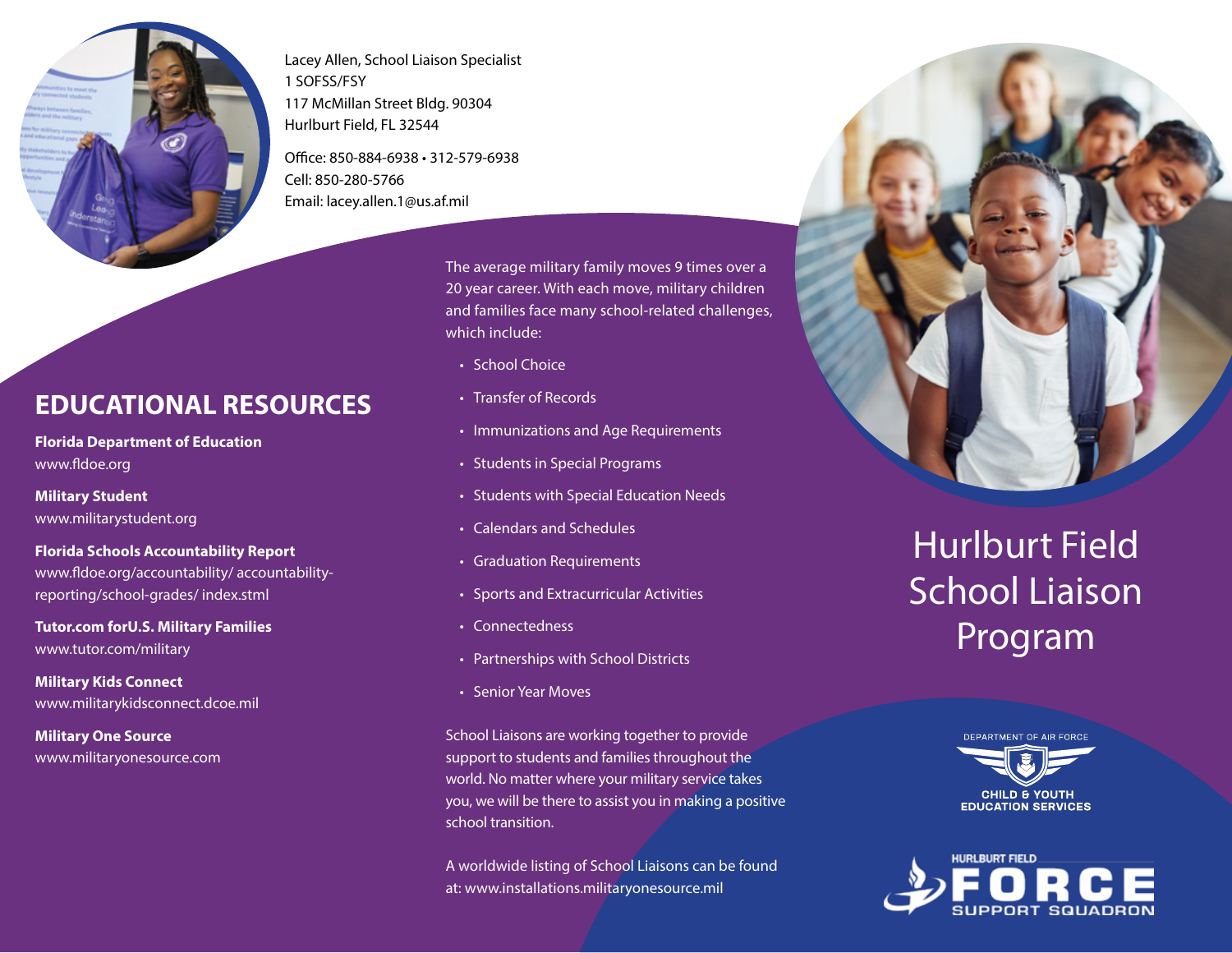Lacey Allen, School Liaison Specialist
1 SOFSS/FSY
117 McMillan Street Bldg. 90304
Hurlburt Field, FL 32544

Office: 850-884-6938 • 312-579-6938
Cell: 850-280-5766
Email: lacey.allen.1@us.af.mil

## EDUCATIONAL RESOURCES

**Florida Department of Education**
www.fldoe.org

**Military Student**
www.militarystudent.org

**Florida Schools Accountability Report**
www.fldoe.org/accountability/ accountability-reporting/school-grades/ index.stml

**Tutor.com forU.S. Military Families**
www.tutor.com/military

**Military Kids Connect**
www.militarykidsconnect.dcoe.mil

**Military One Source**
www.militaryonesource.com

The average military family moves 9 times over a 20 year career. With each move, military children and families face many school-related challenges, which include:

- School Choice
- Transfer of Records
- Immunizations and Age Requirements
- Students in Special Programs
- Students with Special Education Needs
- Calendars and Schedules
- Graduation Requirements
- Sports and Extracurricular Activities
- Connectedness
- Partnerships with School Districts
- Senior Year Moves

School Liaisons are working together to provide support to students and families throughout the world. No matter where your military service takes you, we will be there to assist you in making a positive school transition.

A worldwide listing of School Liaisons can be found at: www.installations.militaryonesource.mil

# Hurlburt Field School Liaison Program

DEPARTMENT OF AIR FORCE
CHILD & YOUTH EDUCATION SERVICES

HURLBURT FIELD
FORCE SUPPORT SQUADRON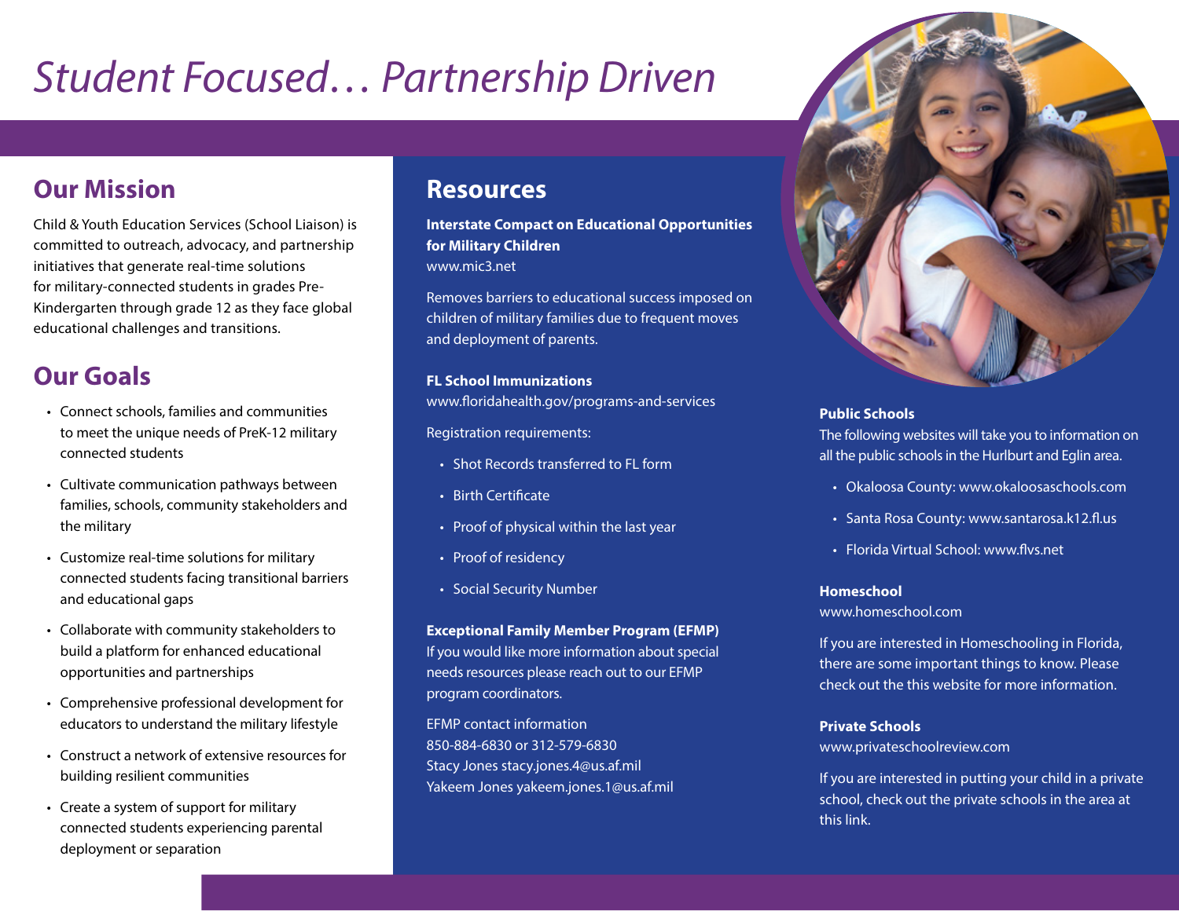# *Student Focused… Partnership Driven*

## Our Mission

Child & Youth Education Services (School Liaison) is committed to outreach, advocacy, and partnership initiatives that generate real-time solutions for military-connected students in grades Pre-Kindergarten through grade 12 as they face global educational challenges and transitions.

## Our Goals

- Connect schools, families and communities to meet the unique needs of PreK-12 military connected students
- Cultivate communication pathways between families, schools, community stakeholders and the military
- Customize real-time solutions for military connected students facing transitional barriers and educational gaps
- Collaborate with community stakeholders to build a platform for enhanced educational opportunities and partnerships
- Comprehensive professional development for educators to understand the military lifestyle
- Construct a network of extensive resources for building resilient communities
- Create a system of support for military connected students experiencing parental deployment or separation

## Resources

**Interstate Compact on Educational Opportunities for Military Children**
www.mic3.net

Removes barriers to educational success imposed on children of military families due to frequent moves and deployment of parents.

**FL School Immunizations**
www.floridahealth.gov/programs-and-services

Registration requirements:

- Shot Records transferred to FL form
- Birth Certificate
- Proof of physical within the last year
- Proof of residency
- Social Security Number

**Exceptional Family Member Program (EFMP)**
If you would like more information about special needs resources please reach out to our EFMP program coordinators.

EFMP contact information
850-884-6830 or 312-579-6830
Stacy Jones stacy.jones.4@us.af.mil
Yakeem Jones yakeem.jones.1@us.af.mil

**Public Schools**
The following websites will take you to information on all the public schools in the Hurlburt and Eglin area.

- Okaloosa County: www.okaloosaschools.com
- Santa Rosa County: www.santarosa.k12.fl.us
- Florida Virtual School: www.flvs.net

**Homeschool**
www.homeschool.com

If you are interested in Homeschooling in Florida, there are some important things to know. Please check out the this website for more information.

**Private Schools**
www.privateschoolreview.com

If you are interested in putting your child in a private school, check out the private schools in the area at this link.